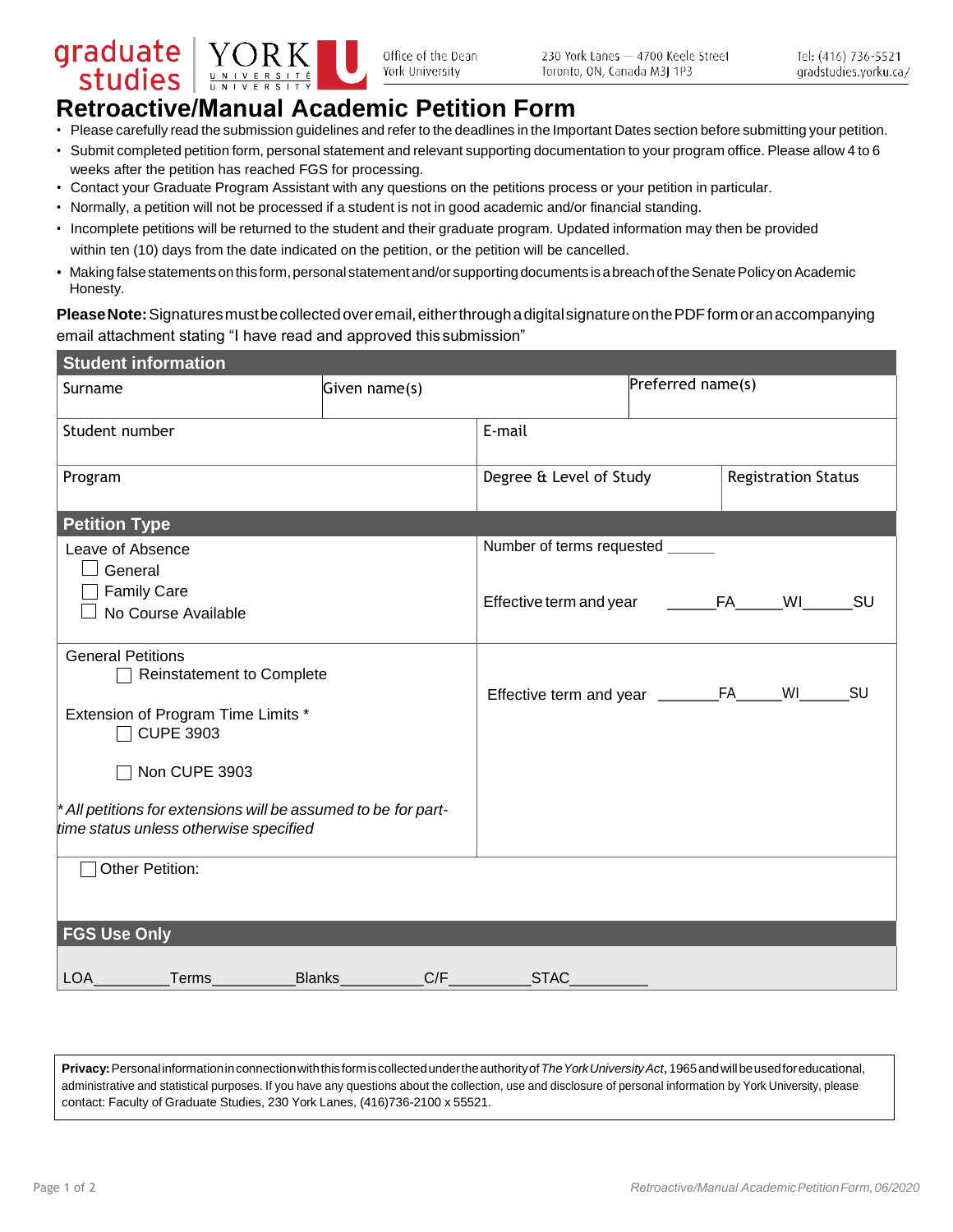graduate studies | YORK UNIVERSITÉ UNIVERSITY

Office of the Dean
York University

230 York Lanes — 4700 Keele Street
Toronto, ON, Canada M3J 1P3

Tel: (416) 736-5521
gradstudies.yorku.ca/

# Retroactive/Manual Academic Petition Form

- Please carefully read the submission guidelines and refer to the deadlines in the Important Dates section before submitting your petition.
- Submit completed petition form, personal statement and relevant supporting documentation to your program office. Please allow 4 to 6 weeks after the petition has reached FGS for processing.
- Contact your Graduate Program Assistant with any questions on the petitions process or your petition in particular.
- Normally, a petition will not be processed if a student is not in good academic and/or financial standing.
- Incomplete petitions will be returned to the student and their graduate program. Updated information may then be provided within ten (10) days from the date indicated on the petition, or the petition will be cancelled.
- Making false statements on this form, personal statement and/or supporting documents is a breach of the Senate Policy on Academic Honesty.

**Please Note:** Signatures must be collected over email, either through a digital signature on the PDF form or an accompanying email attachment stating "I have read and approved this submission"

## Student information

| Surname | Given name(s) | Preferred name(s) |
|---|---|---|
| | | |

| Student number | E-mail |
|---|---|
| | |

| Program | Degree & Level of Study | Registration Status |
|---|---|---|
| | | |

## Petition Type

| | |
|---|---|
| Leave of Absence<br>☐ General<br>☐ Family Care<br>☐ No Course Available | Number of terms requested ______<br><br>Effective term and year ______FA______WI______SU |
| General Petitions<br>☐ Reinstatement to Complete<br><br>Extension of Program Time Limits *<br>☐ CUPE 3903<br>☐ Non CUPE 3903<br><br>*\* All petitions for extensions will be assumed to be for part-time status unless otherwise specified* | Effective term and year ______FA______WI______SU |
| ☐ Other Petition: | |

## FGS Use Only

LOA_________Terms__________Blanks__________C/F__________STAC__________

**Privacy:** Personal information in connection with this form is collected under the authority of *The York University Act*, 1965 and will be used for educational, administrative and statistical purposes. If you have any questions about the collection, use and disclosure of personal information by York University, please contact: Faculty of Graduate Studies, 230 York Lanes, (416)736-2100 x 55521.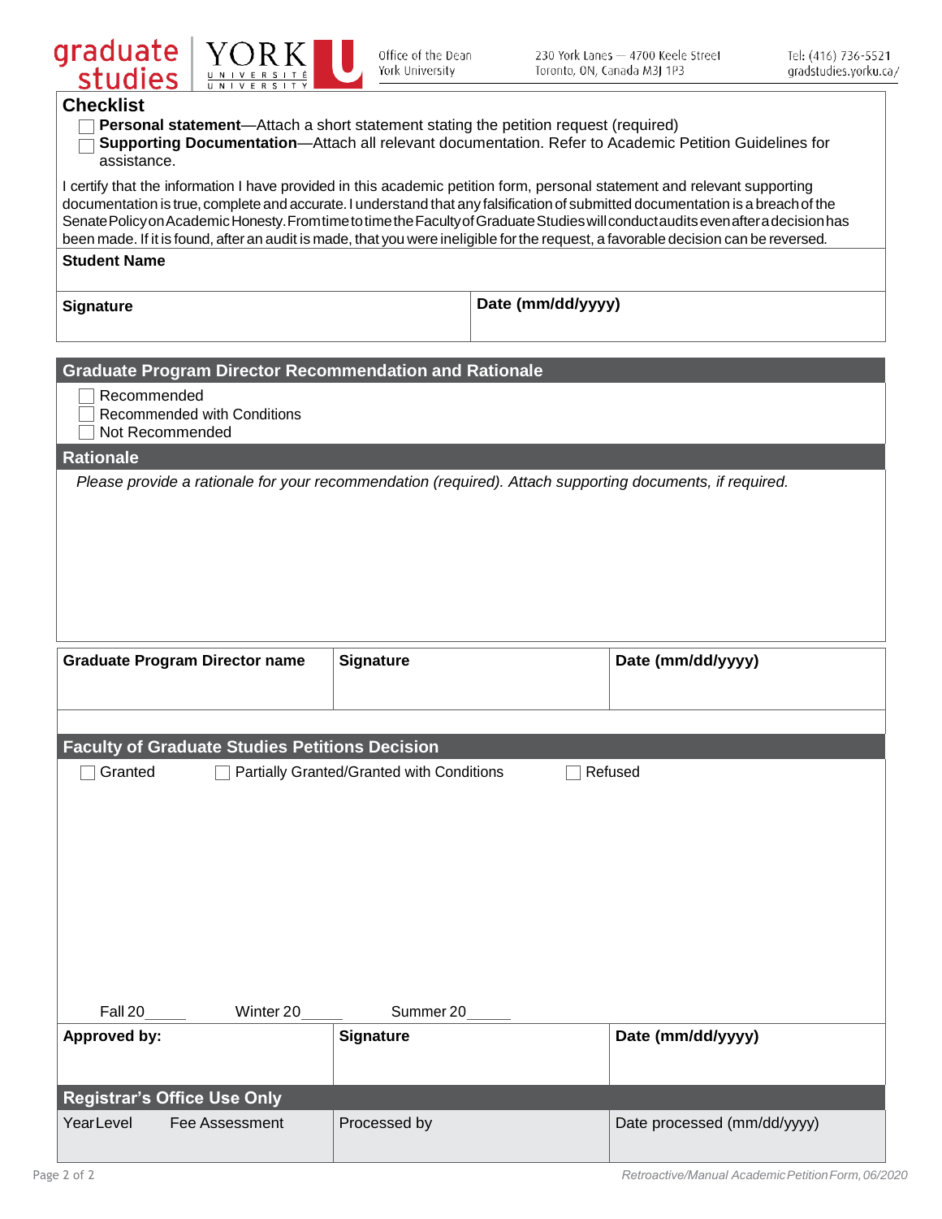## Checklist

- ☐ **Personal statement**—Attach a short statement stating the petition request (required)
- ☐ **Supporting Documentation**—Attach all relevant documentation. Refer to Academic Petition Guidelines for assistance.

I certify that the information I have provided in this academic petition form, personal statement and relevant supporting documentation is true, complete and accurate. I understand that any falsification of submitted documentation is a breach of the Senate Policy on Academic Honesty. From time to time the Faculty of Graduate Studies will conduct audits even after a decision has been made. If it is found, after an audit is made, that you were ineligible for the request, a favorable decision can be reversed.

| **Student Name** | |
|---|---|
| **Signature** | **Date (mm/dd/yyyy)** |

## Graduate Program Director Recommendation and Rationale

- ☐ Recommended
- ☐ Recommended with Conditions
- ☐ Not Recommended

### Rationale

*Please provide a rationale for your recommendation (required). Attach supporting documents, if required.*

| **Graduate Program Director name** | **Signature** | **Date (mm/dd/yyyy)** |
|---|---|---|
| | | |

## Faculty of Graduate Studies Petitions Decision

☐ Granted ☐ Partially Granted/Granted with Conditions ☐ Refused

Fall 20_____ Winter 20_____ Summer 20_____

| **Approved by:** | **Signature** | **Date (mm/dd/yyyy)** |
|---|---|---|
| | | |

## Registrar's Office Use Only

| Year Level | Fee Assessment | Processed by | Date processed (mm/dd/yyyy) |
|---|---|---|---|
| | | | |

*Retroactive/Manual Academic Petition Form, 06/2020*